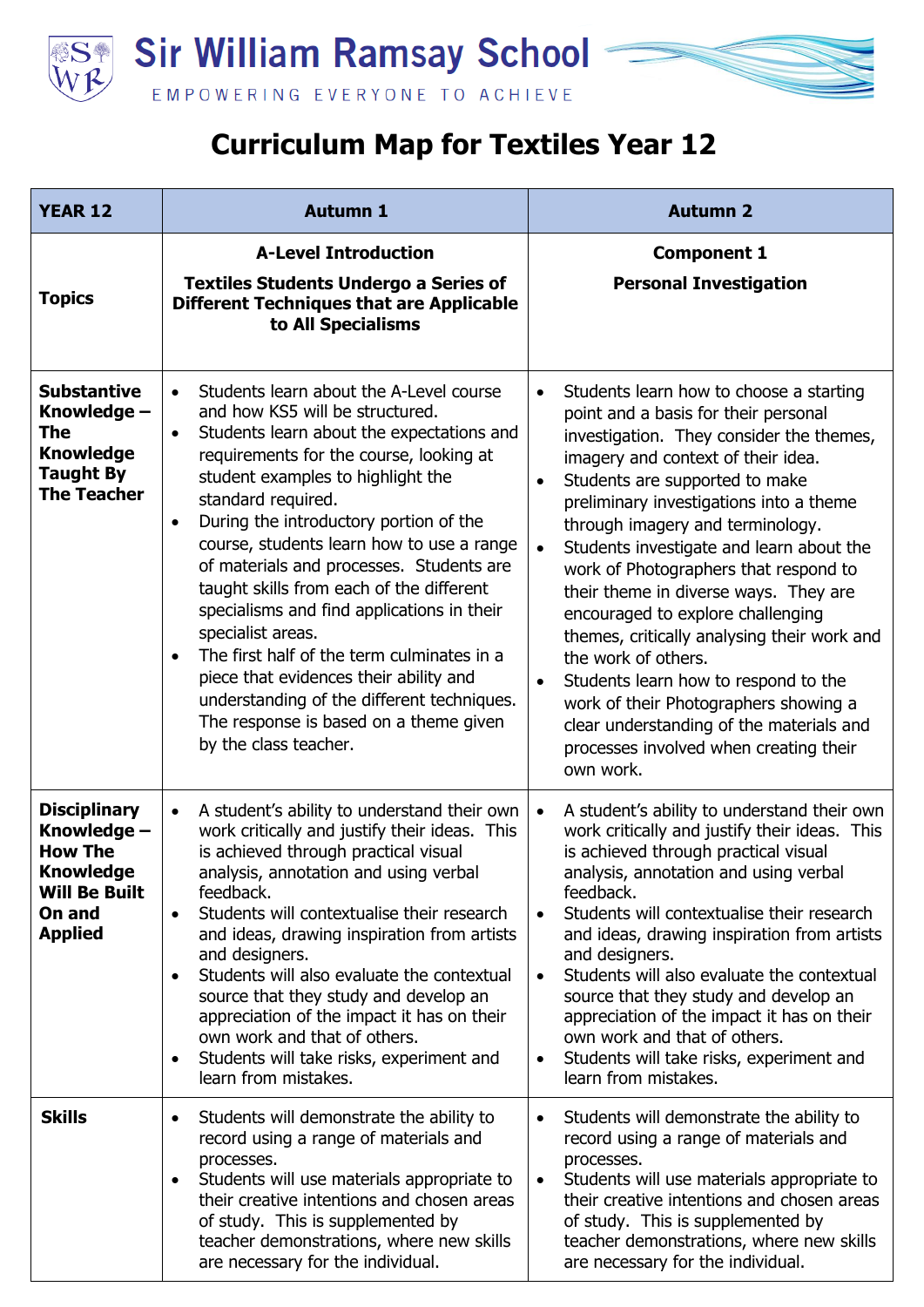# Sir William Ramsay School

EMPOWERING EVERYONE TO ACHIEVE

## Curriculum Map for Textiles Year 12

| YEAR 12 | Autumn 1 | Autumn 2 |
|---|---|---|
| **Topics** | **A-Level Introduction**<br><br>**Textiles Students Undergo a Series of Different Techniques that are Applicable to All Specialisms** | **Component 1**<br><br>**Personal Investigation** |
| **Substantive Knowledge – The Knowledge Taught By The Teacher** | • Students learn about the A-Level course and how KS5 will be structured.<br>• Students learn about the expectations and requirements for the course, looking at student examples to highlight the standard required.<br>• During the introductory portion of the course, students learn how to use a range of materials and processes. Students are taught skills from each of the different specialisms and find applications in their specialist areas.<br>• The first half of the term culminates in a piece that evidences their ability and understanding of the different techniques. The response is based on a theme given by the class teacher. | • Students learn how to choose a starting point and a basis for their personal investigation. They consider the themes, imagery and context of their idea.<br>• Students are supported to make preliminary investigations into a theme through imagery and terminology.<br>• Students investigate and learn about the work of Photographers that respond to their theme in diverse ways. They are encouraged to explore challenging themes, critically analysing their work and the work of others.<br>• Students learn how to respond to the work of their Photographers showing a clear understanding of the materials and processes involved when creating their own work. |
| **Disciplinary Knowledge – How The Knowledge Will Be Built On and Applied** | • A student's ability to understand their own work critically and justify their ideas. This is achieved through practical visual analysis, annotation and using verbal feedback.<br>• Students will contextualise their research and ideas, drawing inspiration from artists and designers.<br>• Students will also evaluate the contextual source that they study and develop an appreciation of the impact it has on their own work and that of others.<br>• Students will take risks, experiment and learn from mistakes. | • A student's ability to understand their own work critically and justify their ideas. This is achieved through practical visual analysis, annotation and using verbal feedback.<br>• Students will contextualise their research and ideas, drawing inspiration from artists and designers.<br>• Students will also evaluate the contextual source that they study and develop an appreciation of the impact it has on their own work and that of others.<br>• Students will take risks, experiment and learn from mistakes. |
| **Skills** | • Students will demonstrate the ability to record using a range of materials and processes.<br>• Students will use materials appropriate to their creative intentions and chosen areas of study. This is supplemented by teacher demonstrations, where new skills are necessary for the individual. | • Students will demonstrate the ability to record using a range of materials and processes.<br>• Students will use materials appropriate to their creative intentions and chosen areas of study. This is supplemented by teacher demonstrations, where new skills are necessary for the individual. |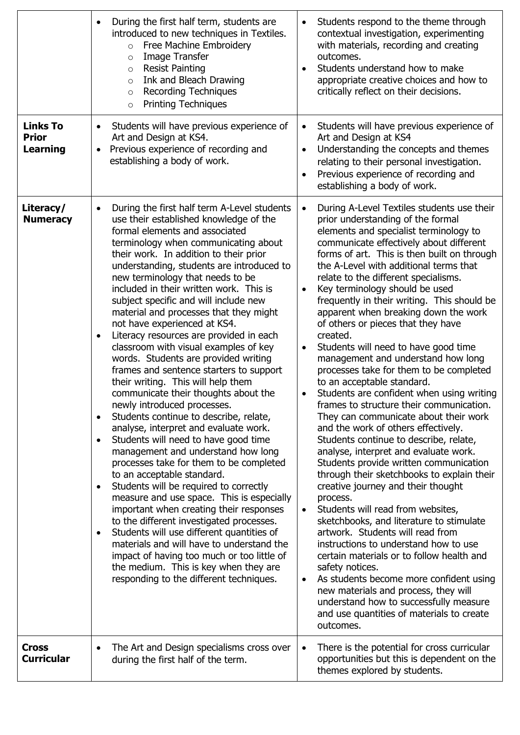| | | |
|---|---|---|
| | • During the first half term, students are introduced to new techniques in Textiles.<br>  ◦ Free Machine Embroidery<br>  ◦ Image Transfer<br>  ◦ Resist Painting<br>  ◦ Ink and Bleach Drawing<br>  ◦ Recording Techniques<br>  ◦ Printing Techniques | • Students respond to the theme through contextual investigation, experimenting with materials, recording and creating outcomes.<br>• Students understand how to make appropriate creative choices and how to critically reflect on their decisions. |
| **Links To Prior Learning** | • Students will have previous experience of Art and Design at KS4.<br>• Previous experience of recording and establishing a body of work. | • Students will have previous experience of Art and Design at KS4<br>• Understanding the concepts and themes relating to their personal investigation.<br>• Previous experience of recording and establishing a body of work. |
| **Literacy/ Numeracy** | • During the first half term A-Level students use their established knowledge of the formal elements and associated terminology when communicating about their work. In addition to their prior understanding, students are introduced to new terminology that needs to be included in their written work. This is subject specific and will include new material and processes that they might not have experienced at KS4.<br>• Literacy resources are provided in each classroom with visual examples of key words. Students are provided writing frames and sentence starters to support their writing. This will help them communicate their thoughts about the newly introduced processes.<br>• Students continue to describe, relate, analyse, interpret and evaluate work.<br>• Students will need to have good time management and understand how long processes take for them to be completed to an acceptable standard.<br>• Students will be required to correctly measure and use space. This is especially important when creating their responses to the different investigated processes.<br>• Students will use different quantities of materials and will have to understand the impact of having too much or too little of the medium. This is key when they are responding to the different techniques. | • During A-Level Textiles students use their prior understanding of the formal elements and specialist terminology to communicate effectively about different forms of art. This is then built on through the A-Level with additional terms that relate to the different specialisms.<br>• Key terminology should be used frequently in their writing. This should be apparent when breaking down the work of others or pieces that they have created.<br>• Students will need to have good time management and understand how long processes take for them to be completed to an acceptable standard.<br>• Students are confident when using writing frames to structure their communication. They can communicate about their work and the work of others effectively. Students continue to describe, relate, analyse, interpret and evaluate work. Students provide written communication through their sketchbooks to explain their creative journey and their thought process.<br>• Students will read from websites, sketchbooks, and literature to stimulate artwork. Students will read from instructions to understand how to use certain materials or to follow health and safety notices.<br>• As students become more confident using new materials and process, they will understand how to successfully measure and use quantities of materials to create outcomes. |
| **Cross Curricular** | • The Art and Design specialisms cross over during the first half of the term. | • There is the potential for cross curricular opportunities but this is dependent on the themes explored by students. |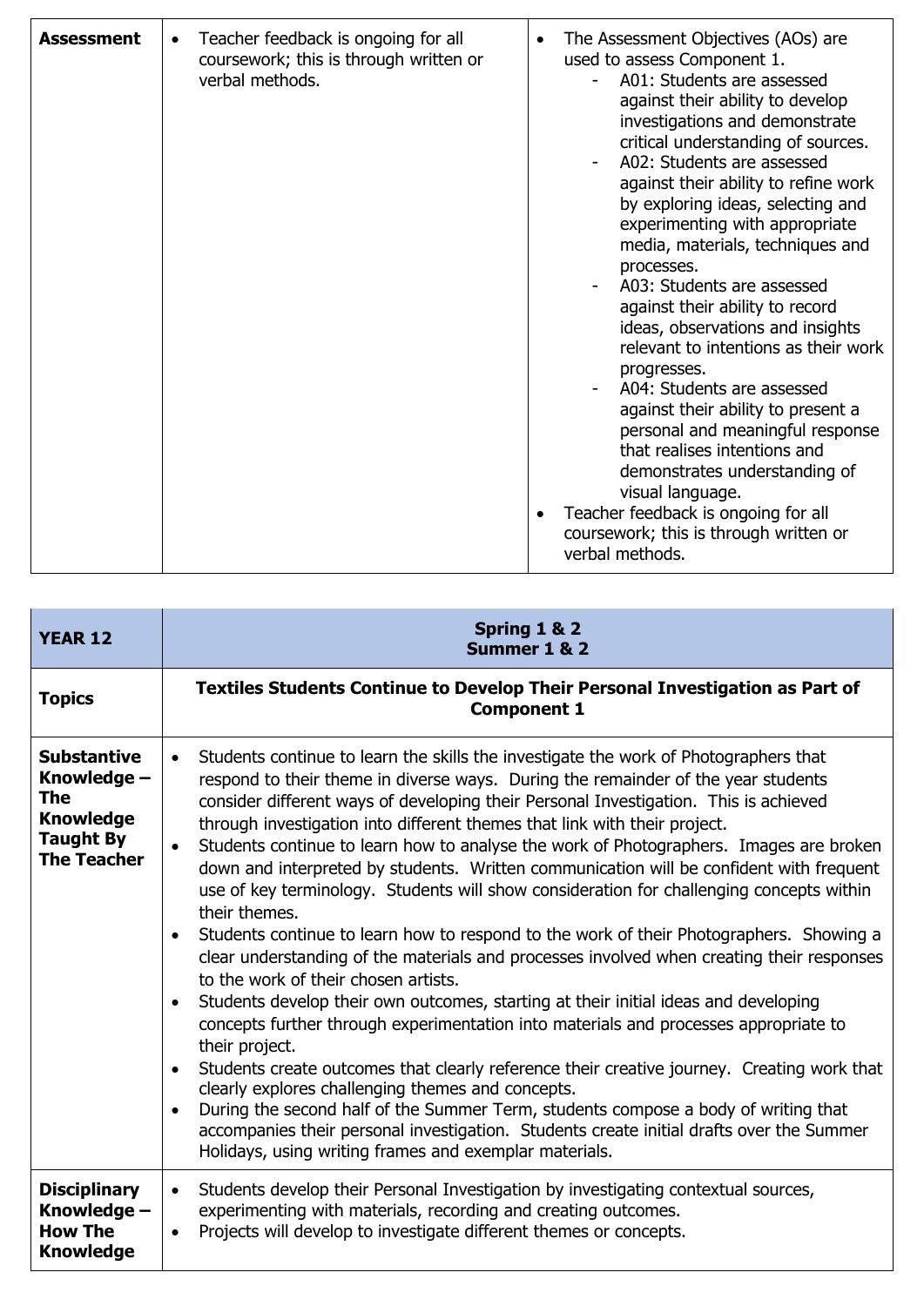| Assessment | • Teacher feedback is ongoing for all coursework; this is through written or verbal methods. | • The Assessment Objectives (AOs) are used to assess Component 1.<br>- A01: Students are assessed against their ability to develop investigations and demonstrate critical understanding of sources.<br>- A02: Students are assessed against their ability to refine work by exploring ideas, selecting and experimenting with appropriate media, materials, techniques and processes.<br>- A03: Students are assessed against their ability to record ideas, observations and insights relevant to intentions as their work progresses.<br>- A04: Students are assessed against their ability to present a personal and meaningful response that realises intentions and demonstrates understanding of visual language.<br>• Teacher feedback is ongoing for all coursework; this is through written or verbal methods. |
|---|---|---|

| YEAR 12 | Spring 1 & 2<br>Summer 1 & 2 |
|---|---|
| **Topics** | **Textiles Students Continue to Develop Their Personal Investigation as Part of Component 1** |
| **Substantive Knowledge – The Knowledge Taught By The Teacher** | • Students continue to learn the skills the investigate the work of Photographers that respond to their theme in diverse ways. During the remainder of the year students consider different ways of developing their Personal Investigation. This is achieved through investigation into different themes that link with their project.<br>• Students continue to learn how to analyse the work of Photographers. Images are broken down and interpreted by students. Written communication will be confident with frequent use of key terminology. Students will show consideration for challenging concepts within their themes.<br>• Students continue to learn how to respond to the work of their Photographers. Showing a clear understanding of the materials and processes involved when creating their responses to the work of their chosen artists.<br>• Students develop their own outcomes, starting at their initial ideas and developing concepts further through experimentation into materials and processes appropriate to their project.<br>• Students create outcomes that clearly reference their creative journey. Creating work that clearly explores challenging themes and concepts.<br>• During the second half of the Summer Term, students compose a body of writing that accompanies their personal investigation. Students create initial drafts over the Summer Holidays, using writing frames and exemplar materials. |
| **Disciplinary Knowledge – How The Knowledge** | • Students develop their Personal Investigation by investigating contextual sources, experimenting with materials, recording and creating outcomes.<br>• Projects will develop to investigate different themes or concepts. |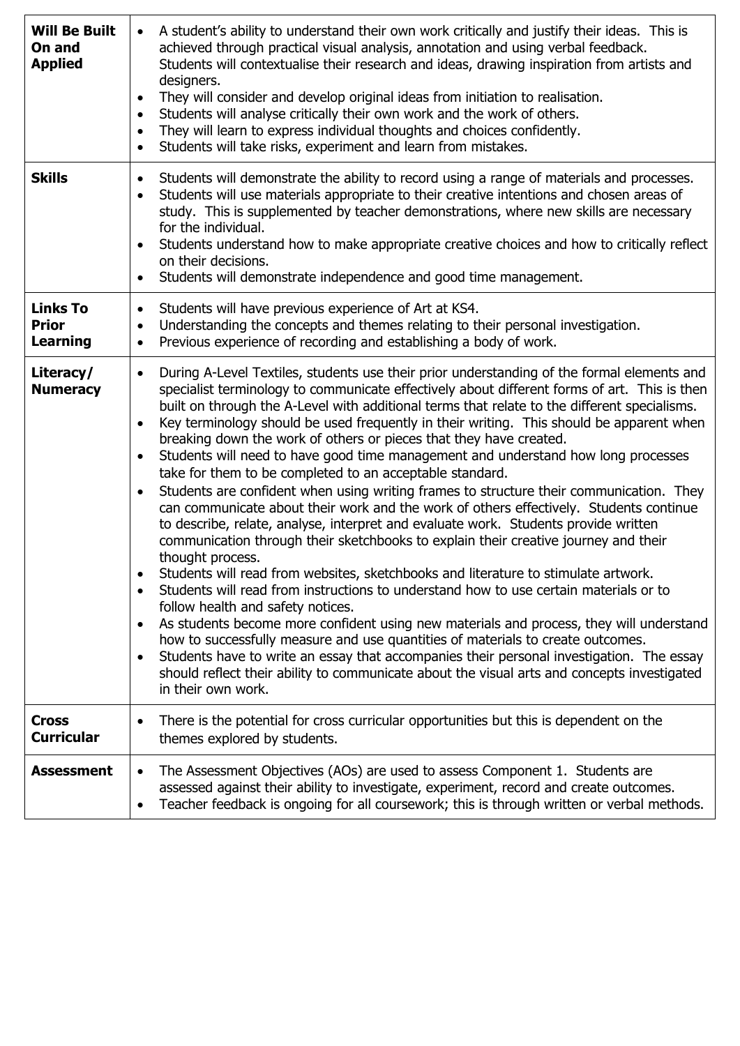| | |
|---|---|
| **Will Be Built On and Applied** | • A student's ability to understand their own work critically and justify their ideas. This is achieved through practical visual analysis, annotation and using verbal feedback. Students will contextualise their research and ideas, drawing inspiration from artists and designers.<br>• They will consider and develop original ideas from initiation to realisation.<br>• Students will analyse critically their own work and the work of others.<br>• They will learn to express individual thoughts and choices confidently.<br>• Students will take risks, experiment and learn from mistakes. |
| **Skills** | • Students will demonstrate the ability to record using a range of materials and processes.<br>• Students will use materials appropriate to their creative intentions and chosen areas of study. This is supplemented by teacher demonstrations, where new skills are necessary for the individual.<br>• Students understand how to make appropriate creative choices and how to critically reflect on their decisions.<br>• Students will demonstrate independence and good time management. |
| **Links To Prior Learning** | • Students will have previous experience of Art at KS4.<br>• Understanding the concepts and themes relating to their personal investigation.<br>• Previous experience of recording and establishing a body of work. |
| **Literacy/ Numeracy** | • During A-Level Textiles, students use their prior understanding of the formal elements and specialist terminology to communicate effectively about different forms of art. This is then built on through the A-Level with additional terms that relate to the different specialisms.<br>• Key terminology should be used frequently in their writing. This should be apparent when breaking down the work of others or pieces that they have created.<br>• Students will need to have good time management and understand how long processes take for them to be completed to an acceptable standard.<br>• Students are confident when using writing frames to structure their communication. They can communicate about their work and the work of others effectively. Students continue to describe, relate, analyse, interpret and evaluate work. Students provide written communication through their sketchbooks to explain their creative journey and their thought process.<br>• Students will read from websites, sketchbooks and literature to stimulate artwork.<br>• Students will read from instructions to understand how to use certain materials or to follow health and safety notices.<br>• As students become more confident using new materials and process, they will understand how to successfully measure and use quantities of materials to create outcomes.<br>• Students have to write an essay that accompanies their personal investigation. The essay should reflect their ability to communicate about the visual arts and concepts investigated in their own work. |
| **Cross Curricular** | • There is the potential for cross curricular opportunities but this is dependent on the themes explored by students. |
| **Assessment** | • The Assessment Objectives (AOs) are used to assess Component 1. Students are assessed against their ability to investigate, experiment, record and create outcomes.<br>• Teacher feedback is ongoing for all coursework; this is through written or verbal methods. |